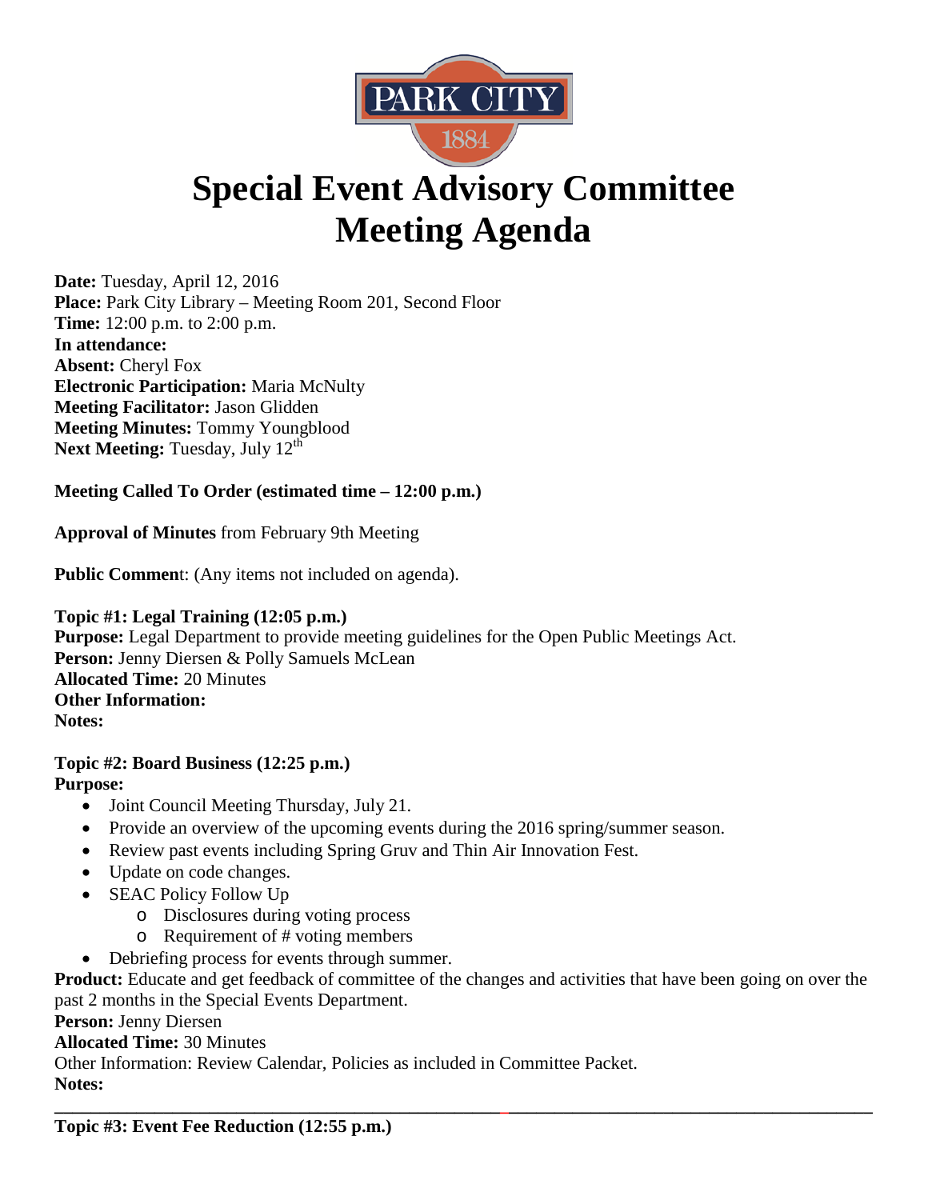PARK CITY
1884

# Special Event Advisory Committee Meeting Agenda

**Date:** Tuesday, April 12, 2016
**Place:** Park City Library – Meeting Room 201, Second Floor
**Time:** 12:00 p.m. to 2:00 p.m.
**In attendance:**
**Absent:** Cheryl Fox
**Electronic Participation:** Maria McNulty
**Meeting Facilitator:** Jason Glidden
**Meeting Minutes:** Tommy Youngblood
**Next Meeting:** Tuesday, July 12th

**Meeting Called To Order (estimated time – 12:00 p.m.)**

**Approval of Minutes** from February 9th Meeting

**Public Comment**: (Any items not included on agenda).

**Topic #1: Legal Training (12:05 p.m.)**
**Purpose:** Legal Department to provide meeting guidelines for the Open Public Meetings Act.
**Person:** Jenny Diersen & Polly Samuels McLean
**Allocated Time:** 20 Minutes
**Other Information:**
**Notes:**

**Topic #2: Board Business (12:25 p.m.)**
**Purpose:**

- Joint Council Meeting Thursday, July 21.
- Provide an overview of the upcoming events during the 2016 spring/summer season.
- Review past events including Spring Gruv and Thin Air Innovation Fest.
- Update on code changes.
- SEAC Policy Follow Up
  - Disclosures during voting process
  - Requirement of # voting members
- Debriefing process for events through summer.

**Product:** Educate and get feedback of committee of the changes and activities that have been going on over the past 2 months in the Special Events Department.
**Person:** Jenny Diersen
**Allocated Time:** 30 Minutes
Other Information: Review Calendar, Policies as included in Committee Packet.
**Notes:**

---

**Topic #3: Event Fee Reduction (12:55 p.m.)**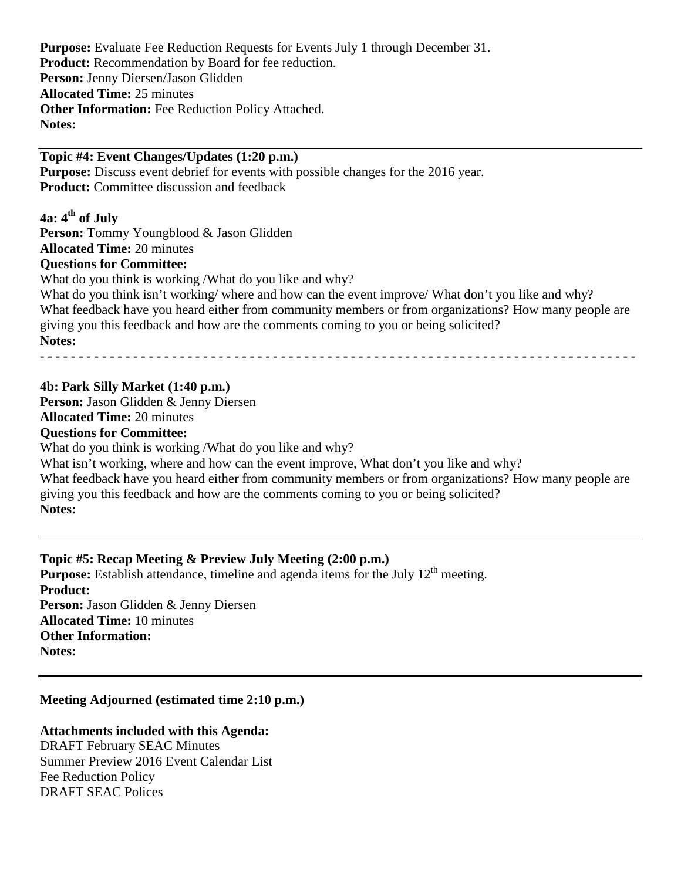**Purpose:** Evaluate Fee Reduction Requests for Events July 1 through December 31.
**Product:** Recommendation by Board for fee reduction.
**Person:** Jenny Diersen/Jason Glidden
**Allocated Time:** 25 minutes
**Other Information:** Fee Reduction Policy Attached.
**Notes:**

---

**Topic #4: Event Changes/Updates (1:20 p.m.)**
**Purpose:** Discuss event debrief for events with possible changes for the 2016 year.
**Product:** Committee discussion and feedback

**4a: 4th of July**
**Person:** Tommy Youngblood & Jason Glidden
**Allocated Time:** 20 minutes
**Questions for Committee:**
What do you think is working /What do you like and why?
What do you think isn't working/ where and how can the event improve/ What don't you like and why?
What feedback have you heard either from community members or from organizations? How many people are giving you this feedback and how are the comments coming to you or being solicited?
**Notes:**

- - - - - - - - - - - - - - - - - - - - - - - - - - - - - - - - - - - - - - - - - - - - - - - - - - - - - - - - - - - - - - - - - - - - - - - - -

**4b: Park Silly Market (1:40 p.m.)**
**Person:** Jason Glidden & Jenny Diersen
**Allocated Time:** 20 minutes
**Questions for Committee:**
What do you think is working /What do you like and why?
What isn't working, where and how can the event improve, What don't you like and why?
What feedback have you heard either from community members or from organizations? How many people are giving you this feedback and how are the comments coming to you or being solicited?
**Notes:**

---

**Topic #5: Recap Meeting & Preview July Meeting (2:00 p.m.)**
**Purpose:** Establish attendance, timeline and agenda items for the July 12th meeting.
**Product:**
**Person:** Jason Glidden & Jenny Diersen
**Allocated Time:** 10 minutes
**Other Information:**
**Notes:**

---

**Meeting Adjourned (estimated time 2:10 p.m.)**

**Attachments included with this Agenda:**
DRAFT February SEAC Minutes
Summer Preview 2016 Event Calendar List
Fee Reduction Policy
DRAFT SEAC Polices